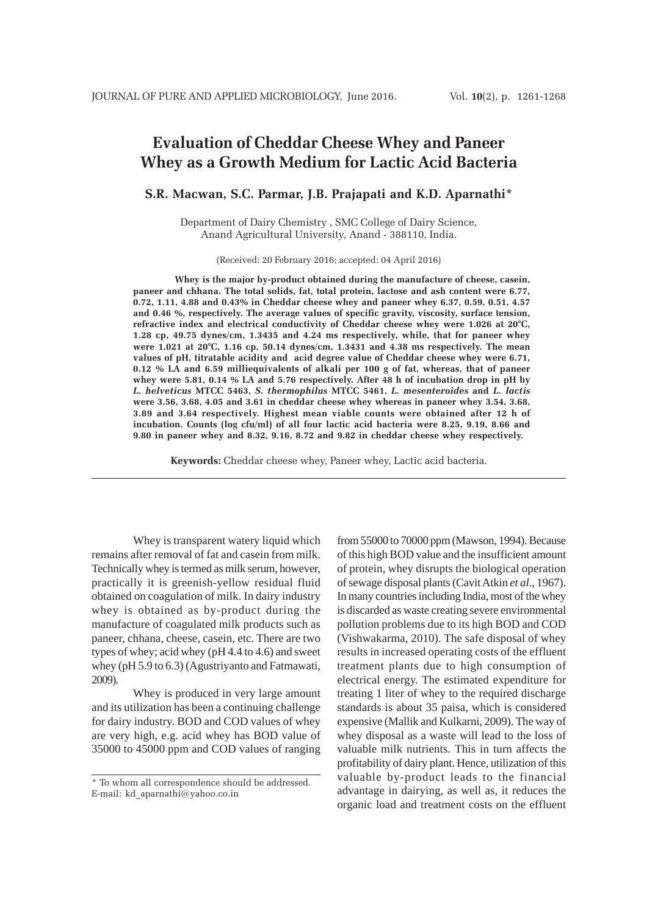# Evaluation of Cheddar Cheese Whey and Paneer Whey as a Growth Medium for Lactic Acid Bacteria

**S.R. Macwan, S.C. Parmar, J.B. Prajapati and K.D. Aparnathi***

Department of Dairy Chemistry , SMC College of Dairy Science, Anand Agricultural University, Anand - 388110, India.

(Received: 20 February 2016; accepted: 04 April 2016)

**Whey is the major by-product obtained during the manufacture of cheese, casein, paneer and chhana. The total solids, fat, total protein, lactose and ash content were 6.77, 0.72, 1.11, 4.88 and 0.43% in Cheddar cheese whey and paneer whey 6.37, 0.59, 0.51, 4.57 and 0.46 %, respectively. The average values of specific gravity, viscosity, surface tension, refractive index and electrical conductivity of Cheddar cheese whey were 1.026 at 20°C, 1.28 cp, 49.75 dynes/cm, 1.3435 and 4.24 ms respectively, while, that for paneer whey were 1.021 at 20°C, 1.16 cp, 50.14 dynes/cm, 1.3431 and 4.38 ms respectively. The mean values of pH, titratable acidity and acid degree value of Cheddar cheese whey were 6.71, 0.12 % LA and 6.59 milliequivalents of alkali per 100 g of fat, whereas, that of paneer whey were 5.81, 0.14 % LA and 5.76 respectively. After 48 h of incubation drop in pH by *L. helveticus* MTCC 5463, *S. thermophilus* MTCC 5461, *L. mesenteroides* and *L. lactis* were 3.56, 3.68, 4.05 and 3.61 in cheddar cheese whey whereas in paneer whey 3.54, 3.68, 3.89 and 3.64 respectively. Highest mean viable counts were obtained after 12 h of incubation. Counts (log cfu/ml) of all four lactic acid bacteria were 8.25, 9.19, 8.66 and 9.80 in paneer whey and 8.32, 9.16, 8.72 and 9.82 in cheddar cheese whey respectively.**

**Keywords:** Cheddar cheese whey, Paneer whey, Lactic acid bacteria.

---

Whey is transparent watery liquid which remains after removal of fat and casein from milk. Technically whey is termed as milk serum, however, practically it is greenish-yellow residual fluid obtained on coagulation of milk. In dairy industry whey is obtained as by-product during the manufacture of coagulated milk products such as paneer, chhana, cheese, casein, etc. There are two types of whey; acid whey (pH 4.4 to 4.6) and sweet whey (pH 5.9 to 6.3) (Agustriyanto and Fatmawati, 2009).

Whey is produced in very large amount and its utilization has been a continuing challenge for dairy industry. BOD and COD values of whey are very high, e.g. acid whey has BOD value of 35000 to 45000 ppm and COD values of ranging from 55000 to 70000 ppm (Mawson, 1994). Because of this high BOD value and the insufficient amount of protein, whey disrupts the biological operation of sewage disposal plants (Cavit Atkin *et al*., 1967). In many countries including India, most of the whey is discarded as waste creating severe environmental pollution problems due to its high BOD and COD (Vishwakarma, 2010). The safe disposal of whey results in increased operating costs of the effluent treatment plants due to high consumption of electrical energy. The estimated expenditure for treating 1 liter of whey to the required discharge standards is about 35 paisa, which is considered expensive (Mallik and Kulkarni, 2009). The way of whey disposal as a waste will lead to the loss of valuable milk nutrients. This in turn affects the profitability of dairy plant. Hence, utilization of this valuable by-product leads to the financial advantage in dairying, as well as, it reduces the organic load and treatment costs on the effluent

\* To whom all correspondence should be addressed. E-mail: kd_aparnathi@yahoo.co.in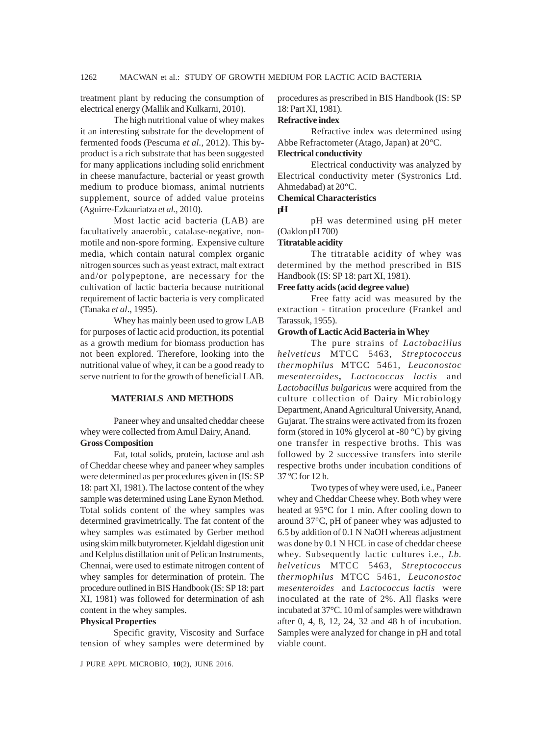treatment plant by reducing the consumption of electrical energy (Mallik and Kulkarni, 2010).

The high nutritional value of whey makes it an interesting substrate for the development of fermented foods (Pescuma *et al.,* 2012). This by-product is a rich substrate that has been suggested for many applications including solid enrichment in cheese manufacture, bacterial or yeast growth medium to produce biomass, animal nutrients supplement, source of added value proteins (Aguirre-Ezkauriatza *et al.,* 2010).

Most lactic acid bacteria (LAB) are facultatively anaerobic, catalase-negative, non-motile and non-spore forming. Expensive culture media, which contain natural complex organic nitrogen sources such as yeast extract, malt extract and/or polypeptone, are necessary for the cultivation of lactic bacteria because nutritional requirement of lactic bacteria is very complicated (Tanaka *et al*., 1995).

Whey has mainly been used to grow LAB for purposes of lactic acid production, its potential as a growth medium for biomass production has not been explored. Therefore, looking into the nutritional value of whey, it can be a good ready to serve nutrient to for the growth of beneficial LAB.

## MATERIALS AND METHODS

Paneer whey and unsalted cheddar cheese whey were collected from Amul Dairy, Anand.

### Gross Composition

Fat, total solids, protein, lactose and ash of Cheddar cheese whey and paneer whey samples were determined as per procedures given in (IS: SP 18: part XI, 1981). The lactose content of the whey sample was determined using Lane Eynon Method. Total solids content of the whey samples was determined gravimetrically. The fat content of the whey samples was estimated by Gerber method using skim milk butyrometer. Kjeldahl digestion unit and Kelplus distillation unit of Pelican Instruments, Chennai, were used to estimate nitrogen content of whey samples for determination of protein. The procedure outlined in BIS Handbook (IS: SP 18: part XI, 1981) was followed for determination of ash content in the whey samples.

### Physical Properties

Specific gravity, Viscosity and Surface tension of whey samples were determined by procedures as prescribed in BIS Handbook (IS: SP 18: Part XI, 1981).

### Refractive index

Refractive index was determined using Abbe Refractometer (Atago, Japan) at 20°C.

### Electrical conductivity

Electrical conductivity was analyzed by Electrical conductivity meter (Systronics Ltd. Ahmedabad) at 20°C.

### Chemical Characteristics

### pH

pH was determined using pH meter (Oaklon pH 700)

### Titratable acidity

The titratable acidity of whey was determined by the method prescribed in BIS Handbook (IS: SP 18: part XI, 1981).

### Free fatty acids (acid degree value)

Free fatty acid was measured by the extraction - titration procedure (Frankel and Tarassuk, 1955).

### Growth of Lactic Acid Bacteria in Whey

The pure strains of *Lactobacillus helveticus* MTCC 5463, *Streptococcus thermophilus* MTCC 5461, *Leuconostoc mesenteroides*, *Lactococcus lactis* and *Lactobacillus bulgaricus* were acquired from the culture collection of Dairy Microbiology Department, Anand Agricultural University, Anand, Gujarat. The strains were activated from its frozen form (stored in 10% glycerol at -80 °C) by giving one transfer in respective broths. This was followed by 2 successive transfers into sterile respective broths under incubation conditions of 37 °C for 12 h.

Two types of whey were used, i.e., Paneer whey and Cheddar Cheese whey. Both whey were heated at 95°C for 1 min. After cooling down to around 37°C, pH of paneer whey was adjusted to 6.5 by addition of 0.1 N NaOH whereas adjustment was done by 0.1 N HCL in case of cheddar cheese whey. Subsequently lactic cultures i.e., *Lb. helveticus* MTCC 5463, *Streptococcus thermophilus* MTCC 5461, *Leuconostoc mesenteroides* and *Lactococcus lactis* were inoculated at the rate of 2%. All flasks were incubated at 37°C. 10 ml of samples were withdrawn after 0, 4, 8, 12, 24, 32 and 48 h of incubation. Samples were analyzed for change in pH and total viable count.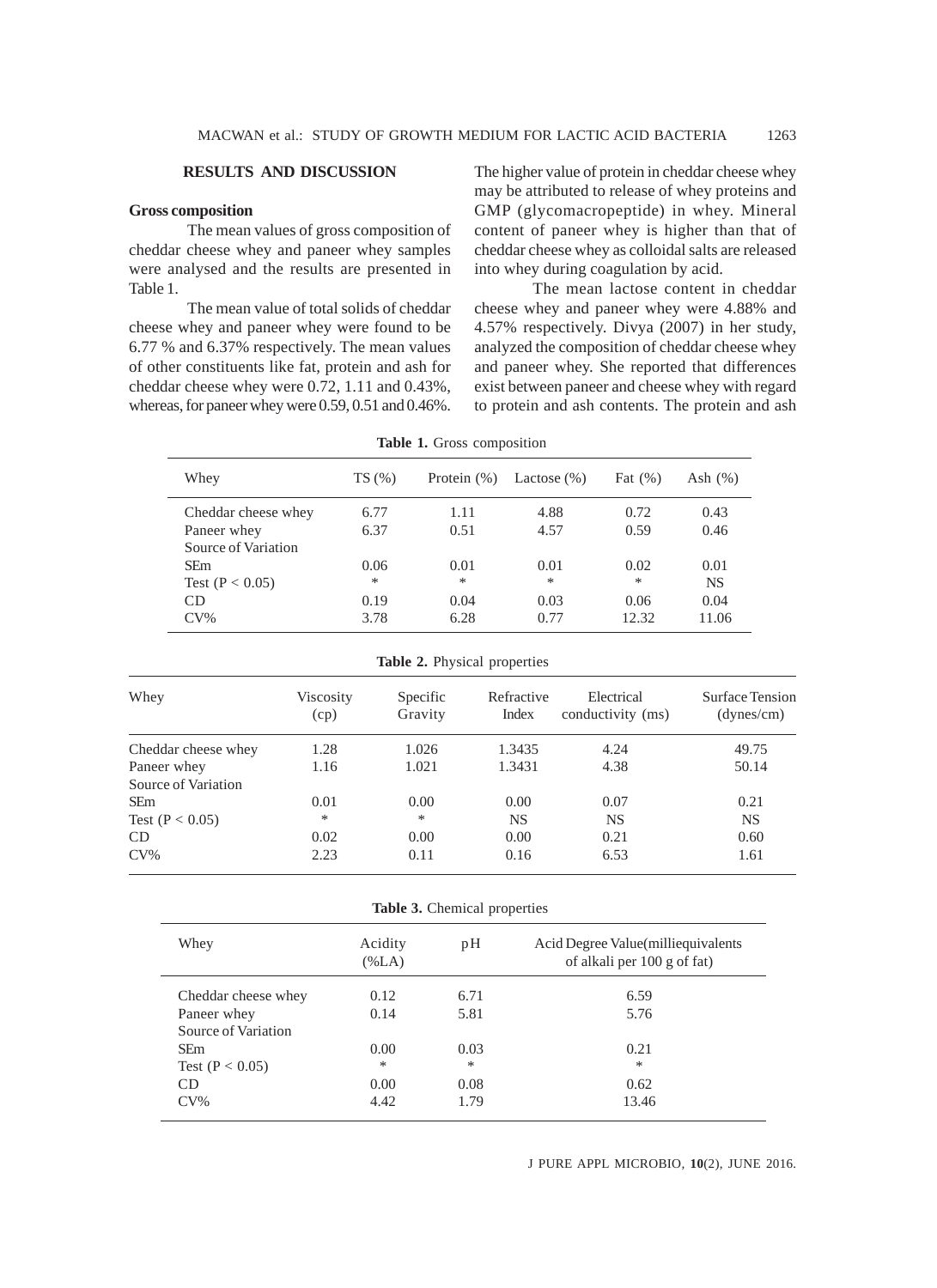## RESULTS AND DISCUSSION

### Gross composition

The mean values of gross composition of cheddar cheese whey and paneer whey samples were analysed and the results are presented in Table 1.

The mean value of total solids of cheddar cheese whey and paneer whey were found to be 6.77 % and 6.37% respectively. The mean values of other constituents like fat, protein and ash for cheddar cheese whey were 0.72, 1.11 and 0.43%, whereas, for paneer whey were 0.59, 0.51 and 0.46%. The higher value of protein in cheddar cheese whey may be attributed to release of whey proteins and GMP (glycomacropeptide) in whey. Mineral content of paneer whey is higher than that of cheddar cheese whey as colloidal salts are released into whey during coagulation by acid.

The mean lactose content in cheddar cheese whey and paneer whey were 4.88% and 4.57% respectively. Divya (2007) in her study, analyzed the composition of cheddar cheese whey and paneer whey. She reported that differences exist between paneer and cheese whey with regard to protein and ash contents. The protein and ash

**Table 1.** Gross composition

| Whey | TS (%) | Protein (%) | Lactose (%) | Fat (%) | Ash (%) |
|---|---|---|---|---|---|
| Cheddar cheese whey | 6.77 | 1.11 | 4.88 | 0.72 | 0.43 |
| Paneer whey | 6.37 | 0.51 | 4.57 | 0.59 | 0.46 |
| Source of Variation | | | | | |
| SEm | 0.06 | 0.01 | 0.01 | 0.02 | 0.01 |
| Test ($P < 0.05$) | * | * | * | * | NS |
| CD | 0.19 | 0.04 | 0.03 | 0.06 | 0.04 |
| CV% | 3.78 | 6.28 | 0.77 | 12.32 | 11.06 |

**Table 2.** Physical properties

| Whey | Viscosity (cp) | Specific Gravity | Refractive Index | Electrical conductivity (ms) | Surface Tension (dynes/cm) |
|---|---|---|---|---|---|
| Cheddar cheese whey | 1.28 | 1.026 | 1.3435 | 4.24 | 49.75 |
| Paneer whey | 1.16 | 1.021 | 1.3431 | 4.38 | 50.14 |
| Source of Variation | | | | | |
| SEm | 0.01 | 0.00 | 0.00 | 0.07 | 0.21 |
| Test ($P < 0.05$) | * | * | NS | NS | NS |
| CD | 0.02 | 0.00 | 0.00 | 0.21 | 0.60 |
| CV% | 2.23 | 0.11 | 0.16 | 6.53 | 1.61 |

**Table 3.** Chemical properties

| Whey | Acidity (%LA) | pH | Acid Degree Value(milliequivalents of alkali per 100 g of fat) |
|---|---|---|---|
| Cheddar cheese whey | 0.12 | 6.71 | 6.59 |
| Paneer whey | 0.14 | 5.81 | 5.76 |
| Source of Variation | | | |
| SEm | 0.00 | 0.03 | 0.21 |
| Test ($P < 0.05$) | * | * | * |
| CD | 0.00 | 0.08 | 0.62 |
| CV% | 4.42 | 1.79 | 13.46 |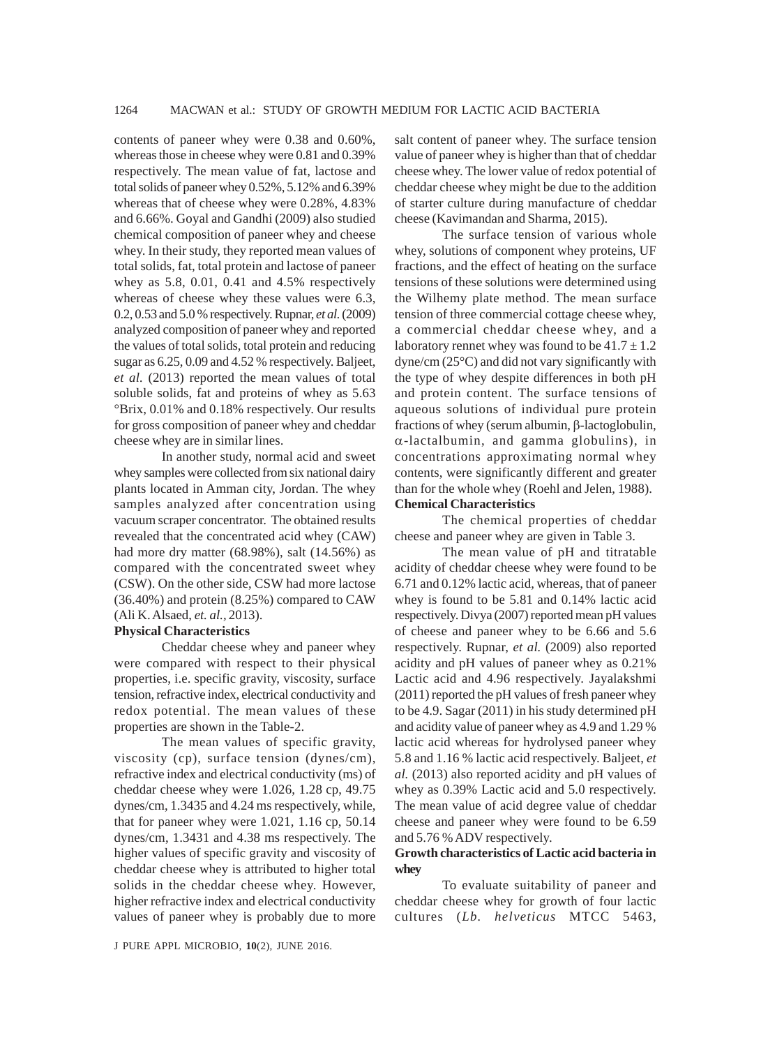contents of paneer whey were 0.38 and 0.60%, whereas those in cheese whey were 0.81 and 0.39% respectively. The mean value of fat, lactose and total solids of paneer whey 0.52%, 5.12% and 6.39% whereas that of cheese whey were 0.28%, 4.83% and 6.66%. Goyal and Gandhi (2009) also studied chemical composition of paneer whey and cheese whey. In their study, they reported mean values of total solids, fat, total protein and lactose of paneer whey as 5.8, 0.01, 0.41 and 4.5% respectively whereas of cheese whey these values were 6.3, 0.2, 0.53 and 5.0 % respectively. Rupnar, *et al.* (2009) analyzed composition of paneer whey and reported the values of total solids, total protein and reducing sugar as 6.25, 0.09 and 4.52 % respectively. Baljeet, *et al.* (2013) reported the mean values of total soluble solids, fat and proteins of whey as 5.63 °Brix, 0.01% and 0.18% respectively. Our results for gross composition of paneer whey and cheddar cheese whey are in similar lines.

In another study, normal acid and sweet whey samples were collected from six national dairy plants located in Amman city, Jordan. The whey samples analyzed after concentration using vacuum scraper concentrator. The obtained results revealed that the concentrated acid whey (CAW) had more dry matter (68.98%), salt (14.56%) as compared with the concentrated sweet whey (CSW). On the other side, CSW had more lactose (36.40%) and protein (8.25%) compared to CAW (Ali K. Alsaed, *et. al.*, 2013).

**Physical Characteristics**

Cheddar cheese whey and paneer whey were compared with respect to their physical properties, i.e. specific gravity, viscosity, surface tension, refractive index, electrical conductivity and redox potential. The mean values of these properties are shown in the Table-2.

The mean values of specific gravity, viscosity (cp), surface tension (dynes/cm), refractive index and electrical conductivity (ms) of cheddar cheese whey were 1.026, 1.28 cp, 49.75 dynes/cm, 1.3435 and 4.24 ms respectively, while, that for paneer whey were 1.021, 1.16 cp, 50.14 dynes/cm, 1.3431 and 4.38 ms respectively. The higher values of specific gravity and viscosity of cheddar cheese whey is attributed to higher total solids in the cheddar cheese whey. However, higher refractive index and electrical conductivity values of paneer whey is probably due to more salt content of paneer whey. The surface tension value of paneer whey is higher than that of cheddar cheese whey. The lower value of redox potential of cheddar cheese whey might be due to the addition of starter culture during manufacture of cheddar cheese (Kavimandan and Sharma, 2015).

The surface tension of various whole whey, solutions of component whey proteins, UF fractions, and the effect of heating on the surface tensions of these solutions were determined using the Wilhemy plate method. The mean surface tension of three commercial cottage cheese whey, a commercial cheddar cheese whey, and a laboratory rennet whey was found to be $41.7 \pm 1.2$ dyne/cm (25°C) and did not vary significantly with the type of whey despite differences in both pH and protein content. The surface tensions of aqueous solutions of individual pure protein fractions of whey (serum albumin, $\beta$-lactoglobulin, $\alpha$-lactalbumin, and gamma globulins), in concentrations approximating normal whey contents, were significantly different and greater than for the whole whey (Roehl and Jelen, 1988).

**Chemical Characteristics**

The chemical properties of cheddar cheese and paneer whey are given in Table 3.

The mean value of pH and titratable acidity of cheddar cheese whey were found to be 6.71 and 0.12% lactic acid, whereas, that of paneer whey is found to be 5.81 and 0.14% lactic acid respectively. Divya (2007) reported mean pH values of cheese and paneer whey to be 6.66 and 5.6 respectively. Rupnar, *et al.* (2009) also reported acidity and pH values of paneer whey as 0.21% Lactic acid and 4.96 respectively. Jayalakshmi (2011) reported the pH values of fresh paneer whey to be 4.9. Sagar (2011) in his study determined pH and acidity value of paneer whey as 4.9 and 1.29 % lactic acid whereas for hydrolysed paneer whey 5.8 and 1.16 % lactic acid respectively. Baljeet, *et al.* (2013) also reported acidity and pH values of whey as 0.39% Lactic acid and 5.0 respectively. The mean value of acid degree value of cheddar cheese and paneer whey were found to be 6.59 and 5.76 % ADV respectively.

**Growth characteristics of Lactic acid bacteria in whey**

To evaluate suitability of paneer and cheddar cheese whey for growth of four lactic cultures (*Lb. helveticus* MTCC 5463,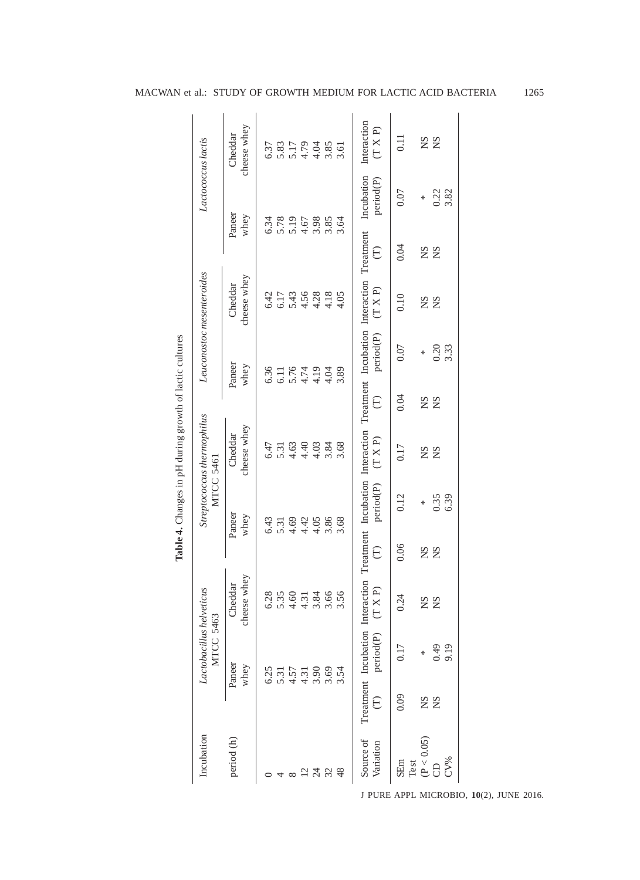**Table 4.** Changes in pH during growth of lactic cultures

| Incubation period (h) | *Lactobacillus helveticus* MTCC 5463 | | | *Streptococcus thermophilus* MTCC 5461 | | | *Leuconostoc mesenteroides* | | | *Lactococcus lactis* | | |
|---|---|---|---|---|---|---|---|---|---|---|---|---|
| | Paneer whey | | Cheddar cheese whey | Paneer whey | | Cheddar cheese whey | Paneer whey | | Cheddar cheese whey | Paneer whey | | Cheddar cheese whey |
| 0 | 6.25 | | 6.28 | 6.43 | | 6.47 | 6.36 | | 6.42 | 6.34 | | 6.37 |
| 4 | 5.31 | | 5.35 | 5.31 | | 5.31 | 6.11 | | 6.17 | 5.78 | | 5.83 |
| 8 | 4.57 | | 4.60 | 4.69 | | 4.63 | 5.76 | | 5.43 | 5.19 | | 5.17 |
| 12 | 4.31 | | 4.31 | 4.42 | | 4.40 | 4.74 | | 4.56 | 4.67 | | 4.79 |
| 24 | 3.90 | | 3.84 | 4.05 | | 4.03 | 4.19 | | 4.28 | 3.98 | | 4.04 |
| 32 | 3.69 | | 3.66 | 3.86 | | 3.84 | 4.04 | | 4.18 | 3.85 | | 3.85 |
| 48 | 3.54 | | 3.56 | 3.68 | | 3.68 | 3.89 | | 4.05 | 3.64 | | 3.61 |
| Source of Variation | Treatment (T) | Incubation period(P) | Interaction (T X P) | Treatment (T) | Incubation period(P) | Interaction (T X P) | Treatment (T) | Incubation period(P) | Interaction (T X P) | Treatment (T) | Incubation period(P) | Interaction (T X P) |
| SEm | 0.09 | 0.17 | 0.24 | 0.06 | 0.12 | 0.17 | 0.04 | 0.07 | 0.10 | 0.04 | 0.07 | 0.11 |
| Test ($P < 0.05$) | NS | * | NS | NS | * | NS | NS | * | NS | NS | * | NS |
| CD | NS | 0.49 | NS | NS | 0.35 | NS | NS | 0.20 | NS | NS | 0.22 | NS |
| CV% | | 9.19 | | | 6.39 | | | 3.33 | | | 3.82 | |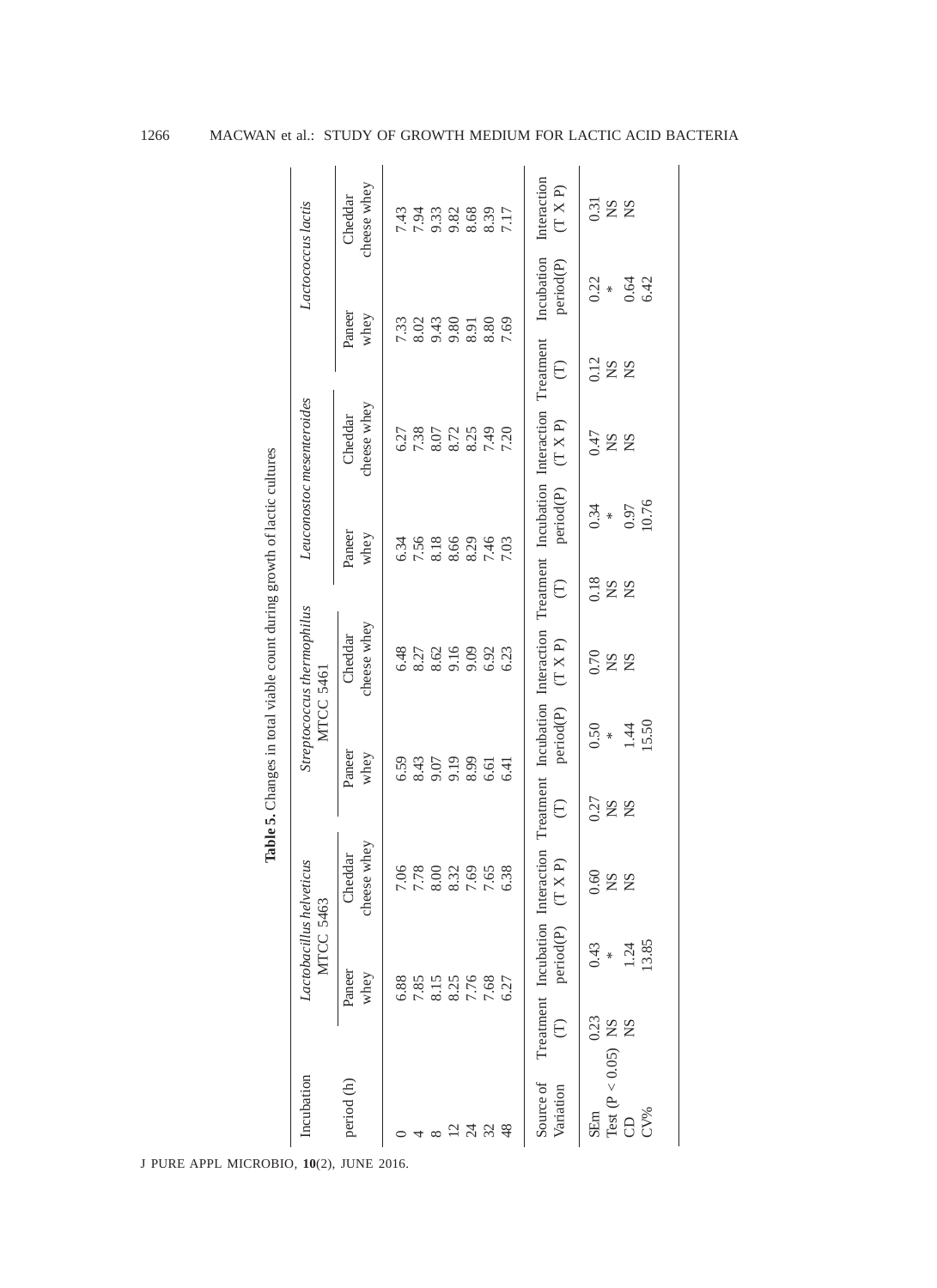**Table 5.** Changes in total viable count during growth of lactic cultures

| Incubation period (h) | *Lactobacillus helveticus* MTCC 5463 | | *Streptococcus thermophilus* MTCC 5461 | | *Leuconostoc mesenteroides* | | *Lactococcus lactis* | |
|---|---|---|---|---|---|---|---|---|
| | Paneer whey | Cheddar cheese whey | Paneer whey | Cheddar cheese whey | Paneer whey | Cheddar cheese whey | Paneer whey | Cheddar cheese whey |
| 0 | 6.88 | 7.06 | 6.59 | 6.48 | 6.34 | 6.27 | 7.33 | 7.43 |
| 4 | 7.85 | 7.78 | 8.43 | 8.27 | 7.56 | 7.38 | 8.02 | 7.94 |
| 8 | 8.15 | 8.00 | 9.07 | 8.62 | 8.18 | 8.07 | 9.43 | 9.33 |
| 12 | 8.25 | 8.32 | 9.19 | 9.16 | 8.66 | 8.72 | 9.80 | 9.82 |
| 24 | 7.76 | 7.69 | 8.99 | 9.09 | 8.29 | 8.25 | 8.91 | 8.68 |
| 32 | 7.68 | 7.65 | 6.61 | 6.92 | 7.46 | 7.49 | 8.80 | 8.39 |
| 48 | 6.27 | 6.38 | 6.41 | 6.23 | 7.03 | 7.20 | 7.69 | 7.17 |

| Source of Variation | Treatment (T) | Incubation period(P) | Interaction (T X P) | Treatment (T) | Incubation period(P) | Interaction (T X P) | Treatment (T) | Incubation period(P) | Interaction (T X P) | Treatment (T) | Incubation period(P) | Interaction (T X P) |
|---|---|---|---|---|---|---|---|---|---|---|---|---|
| SEm | 0.23 | 0.43 | 0.60 | 0.27 | 0.50 | 0.70 | 0.18 | 0.34 | 0.47 | 0.12 | 0.22 | 0.31 |
| Test ($P < 0.05$) | NS | * | NS | NS | * | NS | NS | * | NS | NS | * | NS |
| CD | NS | 1.24 | NS | NS | 1.44 | NS | NS | 0.97 | NS | NS | 0.64 | NS |
| CV% | | 13.85 | | | 15.50 | | | 10.76 | | | 6.42 | |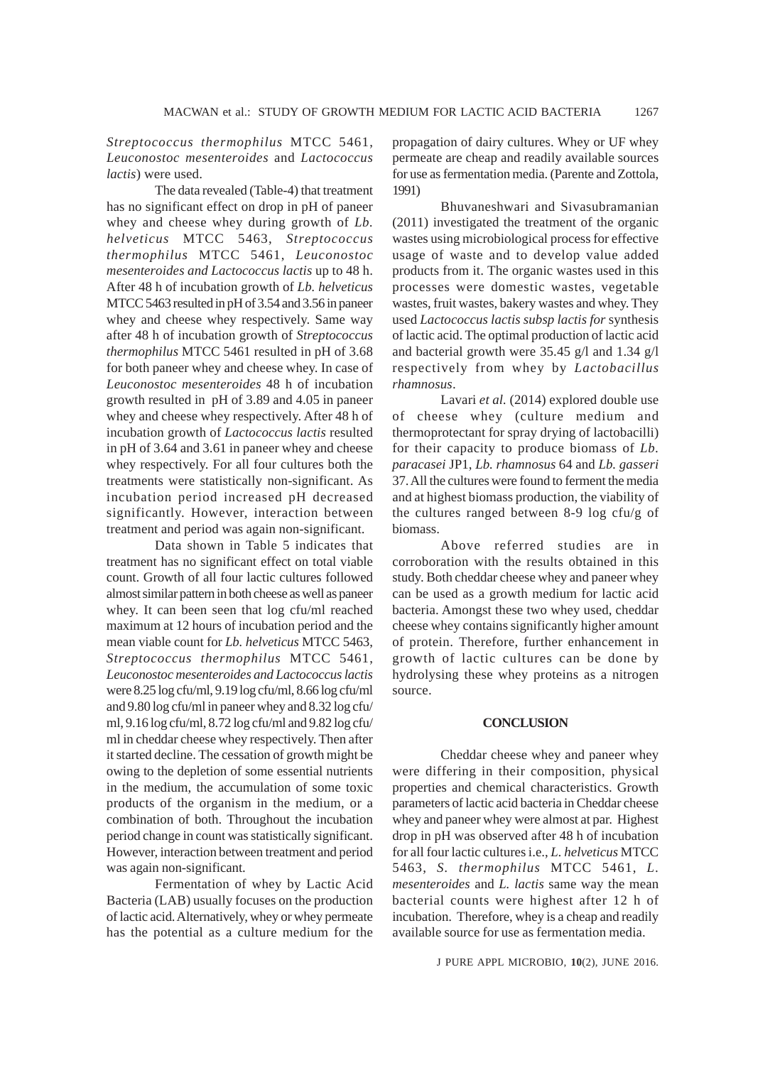*Streptococcus thermophilus* MTCC 5461, *Leuconostoc mesenteroides* and *Lactococcus lactis*) were used.

The data revealed (Table-4) that treatment has no significant effect on drop in pH of paneer whey and cheese whey during growth of *Lb. helveticus* MTCC 5463, *Streptococcus thermophilus* MTCC 5461, *Leuconostoc mesenteroides and Lactococcus lactis* up to 48 h. After 48 h of incubation growth of *Lb. helveticus* MTCC 5463 resulted in pH of 3.54 and 3.56 in paneer whey and cheese whey respectively. Same way after 48 h of incubation growth of *Streptococcus thermophilus* MTCC 5461 resulted in pH of 3.68 for both paneer whey and cheese whey. In case of *Leuconostoc mesenteroides* 48 h of incubation growth resulted in pH of 3.89 and 4.05 in paneer whey and cheese whey respectively. After 48 h of incubation growth of *Lactococcus lactis* resulted in pH of 3.64 and 3.61 in paneer whey and cheese whey respectively. For all four cultures both the treatments were statistically non-significant. As incubation period increased pH decreased significantly. However, interaction between treatment and period was again non-significant.

Data shown in Table 5 indicates that treatment has no significant effect on total viable count. Growth of all four lactic cultures followed almost similar pattern in both cheese as well as paneer whey. It can been seen that log cfu/ml reached maximum at 12 hours of incubation period and the mean viable count for *Lb. helveticus* MTCC 5463, *Streptococcus thermophilus* MTCC 5461, *Leuconostoc mesenteroides and Lactococcus lactis* were 8.25 log cfu/ml, 9.19 log cfu/ml, 8.66 log cfu/ml and 9.80 log cfu/ml in paneer whey and 8.32 log cfu/ml, 9.16 log cfu/ml, 8.72 log cfu/ml and 9.82 log cfu/ml in cheddar cheese whey respectively. Then after it started decline. The cessation of growth might be owing to the depletion of some essential nutrients in the medium, the accumulation of some toxic products of the organism in the medium, or a combination of both. Throughout the incubation period change in count was statistically significant. However, interaction between treatment and period was again non-significant.

Fermentation of whey by Lactic Acid Bacteria (LAB) usually focuses on the production of lactic acid. Alternatively, whey or whey permeate has the potential as a culture medium for the propagation of dairy cultures. Whey or UF whey permeate are cheap and readily available sources for use as fermentation media. (Parente and Zottola, 1991)

Bhuvaneshwari and Sivasubramanian (2011) investigated the treatment of the organic wastes using microbiological process for effective usage of waste and to develop value added products from it. The organic wastes used in this processes were domestic wastes, vegetable wastes, fruit wastes, bakery wastes and whey. They used *Lactococcus lactis subsp lactis for* synthesis of lactic acid. The optimal production of lactic acid and bacterial growth were 35.45 g/l and 1.34 g/l respectively from whey by *Lactobacillus rhamnosus*.

Lavari *et al.* (2014) explored double use of cheese whey (culture medium and thermoprotectant for spray drying of lactobacilli) for their capacity to produce biomass of *Lb. paracasei* JP1, *Lb. rhamnosus* 64 and *Lb. gasseri* 37. All the cultures were found to ferment the media and at highest biomass production, the viability of the cultures ranged between 8-9 log cfu/g of biomass.

Above referred studies are in corroboration with the results obtained in this study. Both cheddar cheese whey and paneer whey can be used as a growth medium for lactic acid bacteria. Amongst these two whey used, cheddar cheese whey contains significantly higher amount of protein. Therefore, further enhancement in growth of lactic cultures can be done by hydrolysing these whey proteins as a nitrogen source.

## CONCLUSION

Cheddar cheese whey and paneer whey were differing in their composition, physical properties and chemical characteristics. Growth parameters of lactic acid bacteria in Cheddar cheese whey and paneer whey were almost at par. Highest drop in pH was observed after 48 h of incubation for all four lactic cultures i.e., *L. helveticus* MTCC 5463, *S. thermophilus* MTCC 5461, *L. mesenteroides* and *L. lactis* same way the mean bacterial counts were highest after 12 h of incubation. Therefore, whey is a cheap and readily available source for use as fermentation media.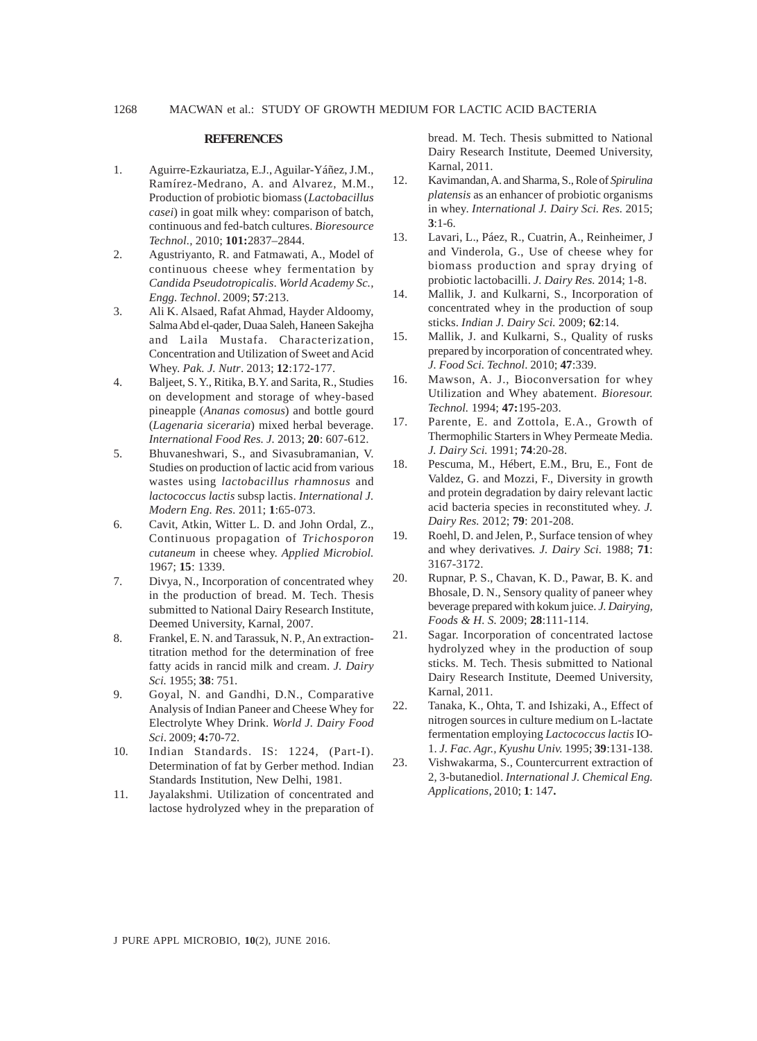## REFERENCES

1. Aguirre-Ezkauriatza, E.J., Aguilar-Yáñez, J.M., Ramírez-Medrano, A. and Alvarez, M.M., Production of probiotic biomass (*Lactobacillus casei*) in goat milk whey: comparison of batch, continuous and fed-batch cultures. *Bioresource Technol.*, 2010; **101:**2837–2844.
2. Agustriyanto, R. and Fatmawati, A., Model of continuous cheese whey fermentation by *Candida Pseudotropicalis*. *World Academy Sc., Engg. Technol*. 2009; **57**:213.
3. Ali K. Alsaed, Rafat Ahmad, Hayder Aldoomy, Salma Abd el-qader, Duaa Saleh, Haneen Sakejha and Laila Mustafa. Characterization, Concentration and Utilization of Sweet and Acid Whey. *Pak. J. Nutr*. 2013; **12**:172-177.
4. Baljeet, S. Y., Ritika, B.Y. and Sarita, R., Studies on development and storage of whey-based pineapple (*Ananas comosus*) and bottle gourd (*Lagenaria siceraria*) mixed herbal beverage. *International Food Res. J.* 2013; **20**: 607-612.
5. Bhuvaneshwari, S., and Sivasubramanian, V. Studies on production of lactic acid from various wastes using *lactobacillus rhamnosus* and *lactococcus lactis* subsp lactis. *International J. Modern Eng. Res.* 2011; **1**:65-073.
6. Cavit, Atkin, Witter L. D. and John Ordal, Z., Continuous propagation of *Trichosporon cutaneum* in cheese whey. *Applied Microbiol.* 1967; **15**: 1339.
7. Divya, N., Incorporation of concentrated whey in the production of bread. M. Tech. Thesis submitted to National Dairy Research Institute, Deemed University, Karnal, 2007.
8. Frankel, E. N. and Tarassuk, N. P., An extraction-titration method for the determination of free fatty acids in rancid milk and cream. *J. Dairy Sci.* 1955; **38**: 751.
9. Goyal, N. and Gandhi, D.N., Comparative Analysis of Indian Paneer and Cheese Whey for Electrolyte Whey Drink. *World J. Dairy Food Sci*. 2009; **4:**70-72.
10. Indian Standards. IS: 1224, (Part-I). Determination of fat by Gerber method. Indian Standards Institution, New Delhi, 1981.
11. Jayalakshmi. Utilization of concentrated and lactose hydrolyzed whey in the preparation of bread. M. Tech. Thesis submitted to National Dairy Research Institute, Deemed University, Karnal, 2011.
12. Kavimandan, A. and Sharma, S., Role of *Spirulina platensis* as an enhancer of probiotic organisms in whey. *International J. Dairy Sci. Res.* 2015; **3**:1-6.
13. Lavari, L., Páez, R., Cuatrin, A., Reinheimer, J and Vinderola, G., Use of cheese whey for biomass production and spray drying of probiotic lactobacilli. *J. Dairy Res.* 2014; 1-8.
14. Mallik, J. and Kulkarni, S., Incorporation of concentrated whey in the production of soup sticks. *Indian J. Dairy Sci.* 2009; **62**:14.
15. Mallik, J. and Kulkarni, S., Quality of rusks prepared by incorporation of concentrated whey. *J. Food Sci. Technol*. 2010; **47**:339.
16. Mawson, A. J., Bioconversation for whey Utilization and Whey abatement. *Bioresour. Technol.* 1994; **47:**195-203.
17. Parente, E. and Zottola, E.A., Growth of Thermophilic Starters in Whey Permeate Media. *J. Dairy Sci.* 1991; **74**:20-28.
18. Pescuma, M., Hébert, E.M., Bru, E., Font de Valdez, G. and Mozzi, F., Diversity in growth and protein degradation by dairy relevant lactic acid bacteria species in reconstituted whey. *J. Dairy Res.* 2012; **79**: 201-208.
19. Roehl, D. and Jelen, P., Surface tension of whey and whey derivatives*. J. Dairy Sci.* 1988; **71**: 3167-3172.
20. Rupnar, P. S., Chavan, K. D., Pawar, B. K. and Bhosale, D. N., Sensory quality of paneer whey beverage prepared with kokum juice. *J. Dairying, Foods & H. S.* 2009; **28**:111-114.
21. Sagar. Incorporation of concentrated lactose hydrolyzed whey in the production of soup sticks. M. Tech. Thesis submitted to National Dairy Research Institute, Deemed University, Karnal, 2011.
22. Tanaka, K., Ohta, T. and Ishizaki, A., Effect of nitrogen sources in culture medium on L-lactate fermentation employing *Lactococcus lactis* IO-1. *J. Fac. Agr., Kyushu Univ.* 1995; **39**:131-138.
23. Vishwakarma, S., Countercurrent extraction of 2, 3-butanediol. *International J. Chemical Eng. Applications*, 2010; **1**: 147**.**